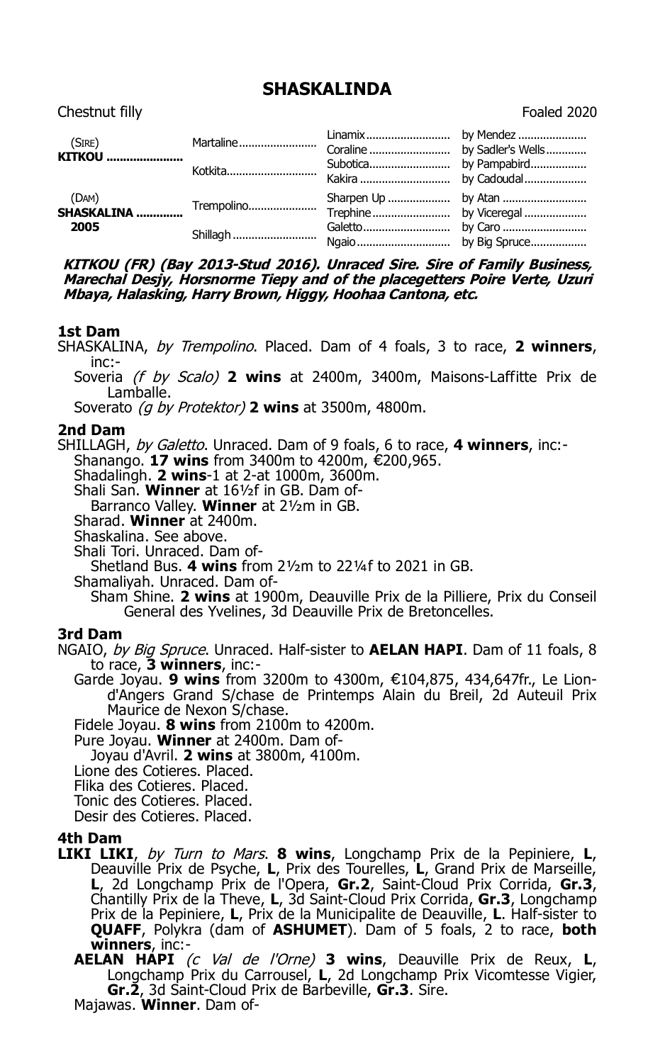# SHASKALINDA

Chestnut filly Foaled 2020

| | | | |
|---|---|---|---|
| (SIRE) **KITKOU** | Martaline | Linamix | by Mendez |
| | | Coraline | by Sadler's Wells |
| | Kotkita | Subotica | by Pampabird |
| | | Kakira | by Cadoudal |
| (DAM) **SHASKALINA** 2005 | Trempolino | Sharpen Up | by Atan |
| | | Trephine | by Viceregal |
| | Shillagh | Galetto | by Caro |
| | | Ngaio | by Big Spruce |

***KITKOU (FR) (Bay 2013-Stud 2016). Unraced Sire. Sire of Family Business, Marechal Desjy, Horsnorme Tiepy and of the placegetters Poire Verte, Uzuri Mbaya, Halasking, Harry Brown, Higgy, Hoohaa Cantona, etc.***

### 1st Dam

SHASKALINA, *by Trempolino*. Placed. Dam of 4 foals, 3 to race, **2 winners**, inc:-

Soveria *(f by Scalo)* **2 wins** at 2400m, 3400m, Maisons-Laffitte Prix de Lamballe.

Soverato *(g by Protektor)* **2 wins** at 3500m, 4800m.

### 2nd Dam

SHILLAGH, *by Galetto*. Unraced. Dam of 9 foals, 6 to race, **4 winners**, inc:-

Shanango. **17 wins** from 3400m to 4200m, €200,965.

Shadalingh. **2 wins**-1 at 2-at 1000m, 3600m.

Shali San. **Winner** at 16½f in GB. Dam of-

Barranco Valley. **Winner** at 2½m in GB.

Sharad. **Winner** at 2400m.

Shaskalina. See above.

Shali Tori. Unraced. Dam of-

Shetland Bus. **4 wins** from 2½m to 22¼f to 2021 in GB.

Shamaliyah. Unraced. Dam of-

Sham Shine. **2 wins** at 1900m, Deauville Prix de la Pilliere, Prix du Conseil General des Yvelines, 3d Deauville Prix de Bretoncelles.

### 3rd Dam

NGAIO, *by Big Spruce*. Unraced. Half-sister to **AELAN HAPI**. Dam of 11 foals, 8 to race, **3 winners**, inc:-

Garde Joyau. **9 wins** from 3200m to 4300m, €104,875, 434,647fr., Le Lion-d'Angers Grand S/chase de Printemps Alain du Breil, 2d Auteuil Prix Maurice de Nexon S/chase.

Fidele Joyau. **8 wins** from 2100m to 4200m.

Pure Joyau. **Winner** at 2400m. Dam of-

Joyau d'Avril. **2 wins** at 3800m, 4100m.

Lione des Cotieres. Placed.

Flika des Cotieres. Placed.

Tonic des Cotieres. Placed.

Desir des Cotieres. Placed.

### 4th Dam

**LIKI LIKI**, *by Turn to Mars*. **8 wins**, Longchamp Prix de la Pepiniere, **L**, Deauville Prix de Psyche, **L**, Prix des Tourelles, **L**, Grand Prix de Marseille, **L**, 2d Longchamp Prix de l'Opera, **Gr.2**, Saint-Cloud Prix Corrida, **Gr.3**, Chantilly Prix de la Theve, **L**, 3d Saint-Cloud Prix Corrida, **Gr.3**, Longchamp Prix de la Pepiniere, **L**, Prix de la Municipalite de Deauville, **L**. Half-sister to **QUAFF**, Polykra (dam of **ASHUMET**). Dam of 5 foals, 2 to race, **both winners**, inc:-

**AELAN HAPI** *(c Val de l'Orne)* **3 wins**, Deauville Prix de Reux, **L**, Longchamp Prix du Carrousel, **L**, 2d Longchamp Prix Vicomtesse Vigier, **Gr.2**, 3d Saint-Cloud Prix de Barbeville, **Gr.3**. Sire.

Majawas. **Winner**. Dam of-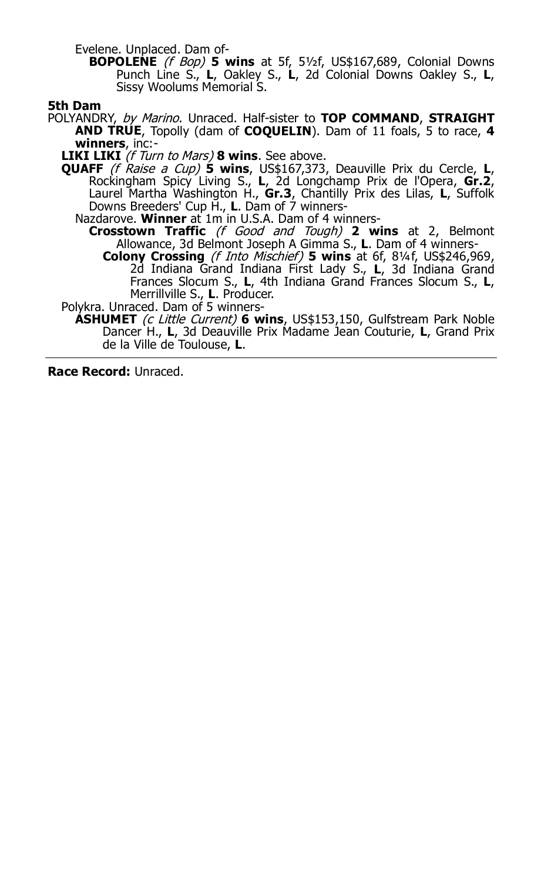Evelene. Unplaced. Dam of-

**BOPOLENE** *(f Bop)* **5 wins** at 5f, 5½f, US$167,689, Colonial Downs Punch Line S., **L**, Oakley S., **L**, 2d Colonial Downs Oakley S., **L**, Sissy Woolums Memorial S.

**5th Dam**

POLYANDRY, *by Marino*. Unraced. Half-sister to **TOP COMMAND**, **STRAIGHT AND TRUE**, Topolly (dam of **COQUELIN**). Dam of 11 foals, 5 to race, **4 winners**, inc:-

**LIKI LIKI** *(f Turn to Mars)* **8 wins**. See above.

**QUAFF** *(f Raise a Cup)* **5 wins**, US$167,373, Deauville Prix du Cercle, **L**, Rockingham Spicy Living S., **L**, 2d Longchamp Prix de l'Opera, **Gr.2**, Laurel Martha Washington H., **Gr.3**, Chantilly Prix des Lilas, **L**, Suffolk Downs Breeders' Cup H., **L**. Dam of 7 winners-

Nazdarove. **Winner** at 1m in U.S.A. Dam of 4 winners-

**Crosstown Traffic** *(f Good and Tough)* **2 wins** at 2, Belmont Allowance, 3d Belmont Joseph A Gimma S., **L**. Dam of 4 winners-

**Colony Crossing** *(f Into Mischief)* **5 wins** at 6f, 8¼f, US$246,969, 2d Indiana Grand Indiana First Lady S., **L**, 3d Indiana Grand Frances Slocum S., **L**, 4th Indiana Grand Frances Slocum S., **L**, Merrillville S., **L**. Producer.

Polykra. Unraced. Dam of 5 winners-

**ASHUMET** *(c Little Current)* **6 wins**, US$153,150, Gulfstream Park Noble Dancer H., **L**, 3d Deauville Prix Madame Jean Couturie, **L**, Grand Prix de la Ville de Toulouse, **L**.

---

**Race Record:** Unraced.